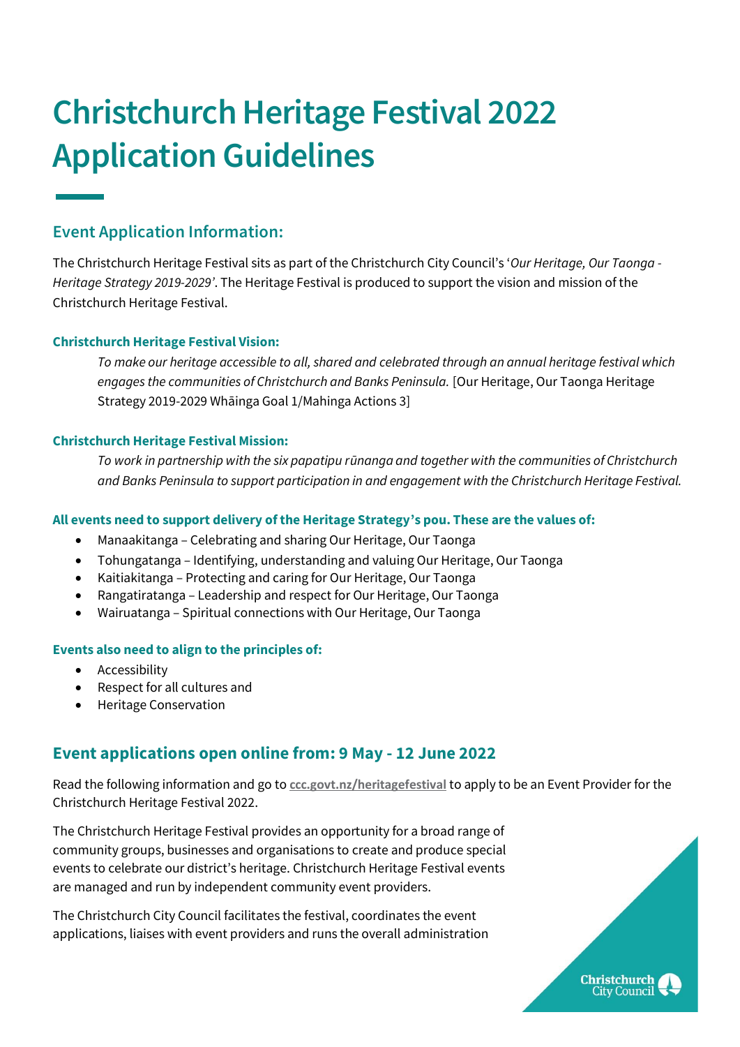# Christchurch Heritage Festival 2022 Application Guidelines

## Event Application Information:

The Christchurch Heritage Festival sits as part of the Christchurch City Council's '*Our Heritage, Our Taonga - Heritage Strategy 2019-2029'*. The Heritage Festival is produced to support the vision and mission of the Christchurch Heritage Festival.

#### Christchurch Heritage Festival Vision:

*To make our heritage accessible to all, shared and celebrated through an annual heritage festival which engages the communities of Christchurch and Banks Peninsula.* [Our Heritage, Our Taonga Heritage Strategy 2019-2029 Whāinga Goal 1/Mahinga Actions 3]

#### Christchurch Heritage Festival Mission:

*To work in partnership with the six papatipu rūnanga and together with the communities of Christchurch and Banks Peninsula to support participation in and engagement with the Christchurch Heritage Festival.*

#### All events need to support delivery of the Heritage Strategy's pou. These are the values of:

- Manaakitanga – Celebrating and sharing Our Heritage, Our Taonga
- Tohungatanga – Identifying, understanding and valuing Our Heritage, Our Taonga
- Kaitiakitanga – Protecting and caring for Our Heritage, Our Taonga
- Rangatiratanga – Leadership and respect for Our Heritage, Our Taonga
- Wairuatanga – Spiritual connections with Our Heritage, Our Taonga

#### Events also need to align to the principles of:

- Accessibility
- Respect for all cultures and
- Heritage Conservation

## Event applications open online from: 9 May - 12 June 2022

Read the following information and go to **ccc.govt.nz/heritagefestival** to apply to be an Event Provider for the Christchurch Heritage Festival 2022.

The Christchurch Heritage Festival provides an opportunity for a broad range of community groups, businesses and organisations to create and produce special events to celebrate our district's heritage. Christchurch Heritage Festival events are managed and run by independent community event providers.

The Christchurch City Council facilitates the festival, coordinates the event applications, liaises with event providers and runs the overall administration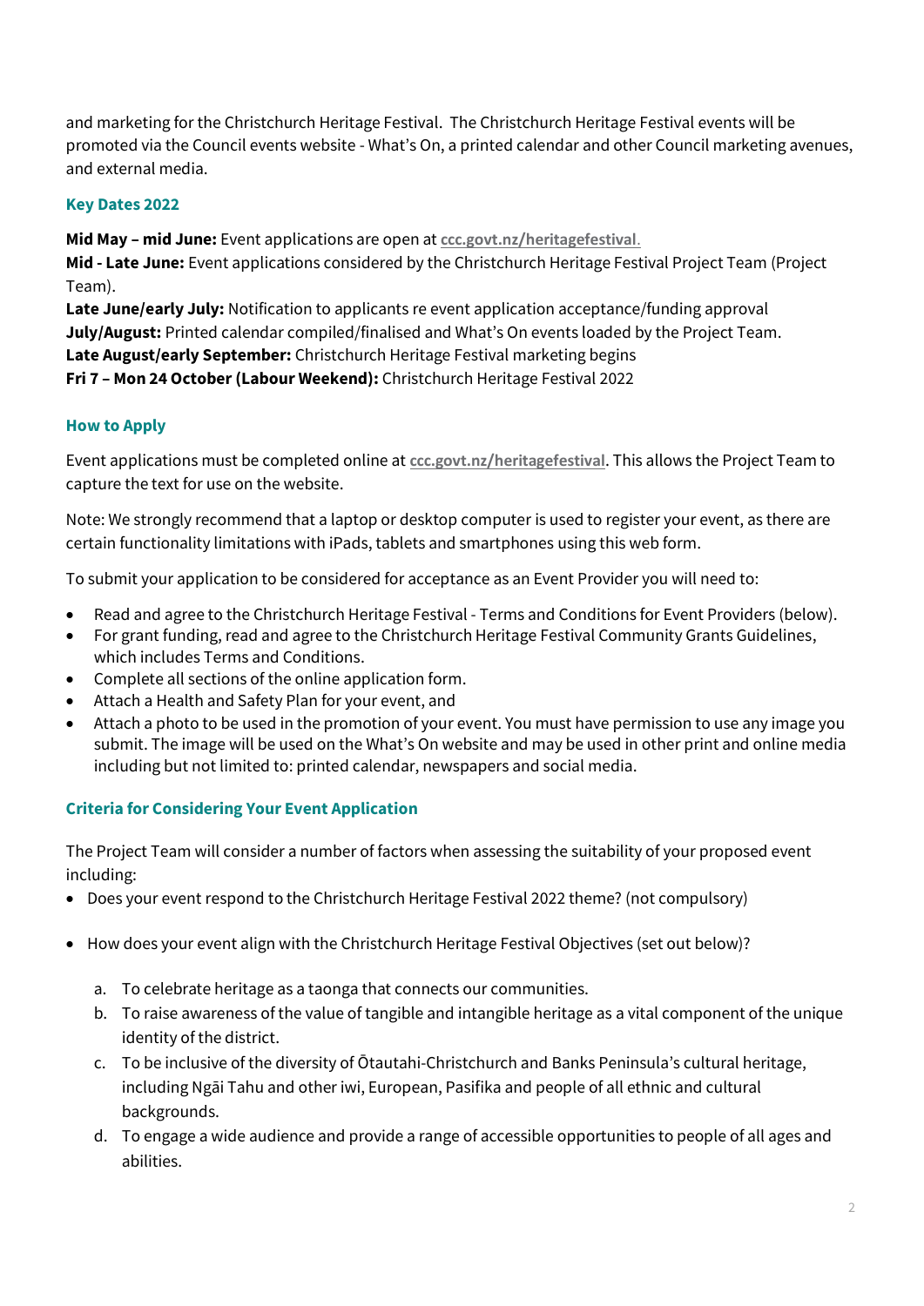and marketing for the Christchurch Heritage Festival. The Christchurch Heritage Festival events will be promoted via the Council events website - What's On, a printed calendar and other Council marketing avenues, and external media.

### Key Dates 2022

**Mid May – mid June:** Event applications are open at ccc.govt.nz/heritagefestival.
**Mid - Late June:** Event applications considered by the Christchurch Heritage Festival Project Team (Project Team).
**Late June/early July:** Notification to applicants re event application acceptance/funding approval
**July/August:** Printed calendar compiled/finalised and What's On events loaded by the Project Team.
**Late August/early September:** Christchurch Heritage Festival marketing begins
**Fri 7 – Mon 24 October (Labour Weekend):** Christchurch Heritage Festival 2022

### How to Apply

Event applications must be completed online at ccc.govt.nz/heritagefestival. This allows the Project Team to capture the text for use on the website.

Note: We strongly recommend that a laptop or desktop computer is used to register your event, as there are certain functionality limitations with iPads, tablets and smartphones using this web form.

To submit your application to be considered for acceptance as an Event Provider you will need to:

- Read and agree to the Christchurch Heritage Festival - Terms and Conditions for Event Providers (below).
- For grant funding, read and agree to the Christchurch Heritage Festival Community Grants Guidelines, which includes Terms and Conditions.
- Complete all sections of the online application form.
- Attach a Health and Safety Plan for your event, and
- Attach a photo to be used in the promotion of your event. You must have permission to use any image you submit. The image will be used on the What's On website and may be used in other print and online media including but not limited to: printed calendar, newspapers and social media.

### Criteria for Considering Your Event Application

The Project Team will consider a number of factors when assessing the suitability of your proposed event including:

- Does your event respond to the Christchurch Heritage Festival 2022 theme? (not compulsory)
- How does your event align with the Christchurch Heritage Festival Objectives (set out below)?

  a. To celebrate heritage as a taonga that connects our communities.
  b. To raise awareness of the value of tangible and intangible heritage as a vital component of the unique identity of the district.
  c. To be inclusive of the diversity of Ōtautahi-Christchurch and Banks Peninsula's cultural heritage, including Ngāi Tahu and other iwi, European, Pasifika and people of all ethnic and cultural backgrounds.
  d. To engage a wide audience and provide a range of accessible opportunities to people of all ages and abilities.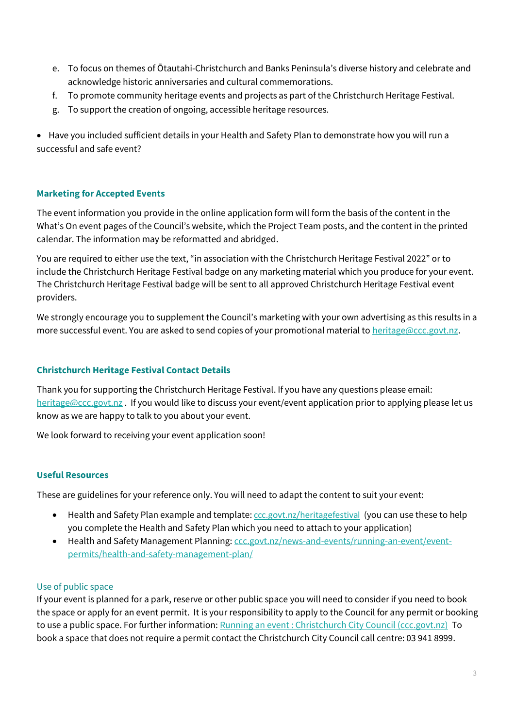e. To focus on themes of Ōtautahi-Christchurch and Banks Peninsula's diverse history and celebrate and acknowledge historic anniversaries and cultural commemorations.
f. To promote community heritage events and projects as part of the Christchurch Heritage Festival.
g. To support the creation of ongoing, accessible heritage resources.

- Have you included sufficient details in your Health and Safety Plan to demonstrate how you will run a successful and safe event?

### Marketing for Accepted Events

The event information you provide in the online application form will form the basis of the content in the What's On event pages of the Council's website, which the Project Team posts, and the content in the printed calendar. The information may be reformatted and abridged.

You are required to either use the text, "in association with the Christchurch Heritage Festival 2022" or to include the Christchurch Heritage Festival badge on any marketing material which you produce for your event. The Christchurch Heritage Festival badge will be sent to all approved Christchurch Heritage Festival event providers.

We strongly encourage you to supplement the Council's marketing with your own advertising as this results in a more successful event. You are asked to send copies of your promotional material to heritage@ccc.govt.nz.

### Christchurch Heritage Festival Contact Details

Thank you for supporting the Christchurch Heritage Festival. If you have any questions please email: heritage@ccc.govt.nz . If you would like to discuss your event/event application prior to applying please let us know as we are happy to talk to you about your event.

We look forward to receiving your event application soon!

### Useful Resources

These are guidelines for your reference only. You will need to adapt the content to suit your event:

- Health and Safety Plan example and template: ccc.govt.nz/heritagefestival (you can use these to help you complete the Health and Safety Plan which you need to attach to your application)
- Health and Safety Management Planning: ccc.govt.nz/news-and-events/running-an-event/event-permits/health-and-safety-management-plan/

#### Use of public space

If your event is planned for a park, reserve or other public space you will need to consider if you need to book the space or apply for an event permit. It is your responsibility to apply to the Council for any permit or booking to use a public space. For further information: Running an event : Christchurch City Council (ccc.govt.nz) To book a space that does not require a permit contact the Christchurch City Council call centre: 03 941 8999.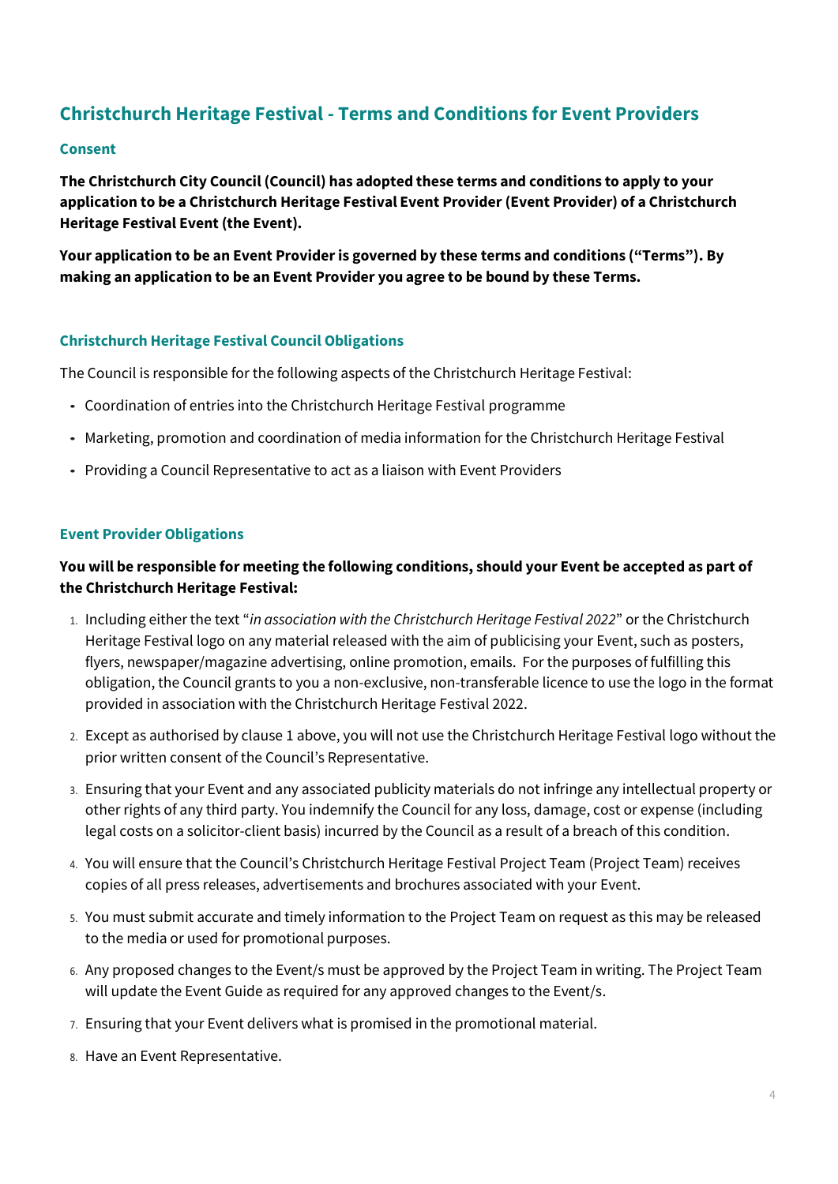## Christchurch Heritage Festival - Terms and Conditions for Event Providers

### Consent

**The Christchurch City Council (Council) has adopted these terms and conditions to apply to your application to be a Christchurch Heritage Festival Event Provider (Event Provider) of a Christchurch Heritage Festival Event (the Event).**

**Your application to be an Event Provider is governed by these terms and conditions ("Terms"). By making an application to be an Event Provider you agree to be bound by these Terms.**

### Christchurch Heritage Festival Council Obligations

The Council is responsible for the following aspects of the Christchurch Heritage Festival:

- Coordination of entries into the Christchurch Heritage Festival programme
- Marketing, promotion and coordination of media information for the Christchurch Heritage Festival
- Providing a Council Representative to act as a liaison with Event Providers

### Event Provider Obligations

**You will be responsible for meeting the following conditions, should your Event be accepted as part of the Christchurch Heritage Festival:**

1. Including either the text "*in association with the Christchurch Heritage Festival 2022*" or the Christchurch Heritage Festival logo on any material released with the aim of publicising your Event, such as posters, flyers, newspaper/magazine advertising, online promotion, emails. For the purposes of fulfilling this obligation, the Council grants to you a non-exclusive, non-transferable licence to use the logo in the format provided in association with the Christchurch Heritage Festival 2022.
2. Except as authorised by clause 1 above, you will not use the Christchurch Heritage Festival logo without the prior written consent of the Council's Representative.
3. Ensuring that your Event and any associated publicity materials do not infringe any intellectual property or other rights of any third party. You indemnify the Council for any loss, damage, cost or expense (including legal costs on a solicitor-client basis) incurred by the Council as a result of a breach of this condition.
4. You will ensure that the Council's Christchurch Heritage Festival Project Team (Project Team) receives copies of all press releases, advertisements and brochures associated with your Event.
5. You must submit accurate and timely information to the Project Team on request as this may be released to the media or used for promotional purposes.
6. Any proposed changes to the Event/s must be approved by the Project Team in writing. The Project Team will update the Event Guide as required for any approved changes to the Event/s.
7. Ensuring that your Event delivers what is promised in the promotional material.
8. Have an Event Representative.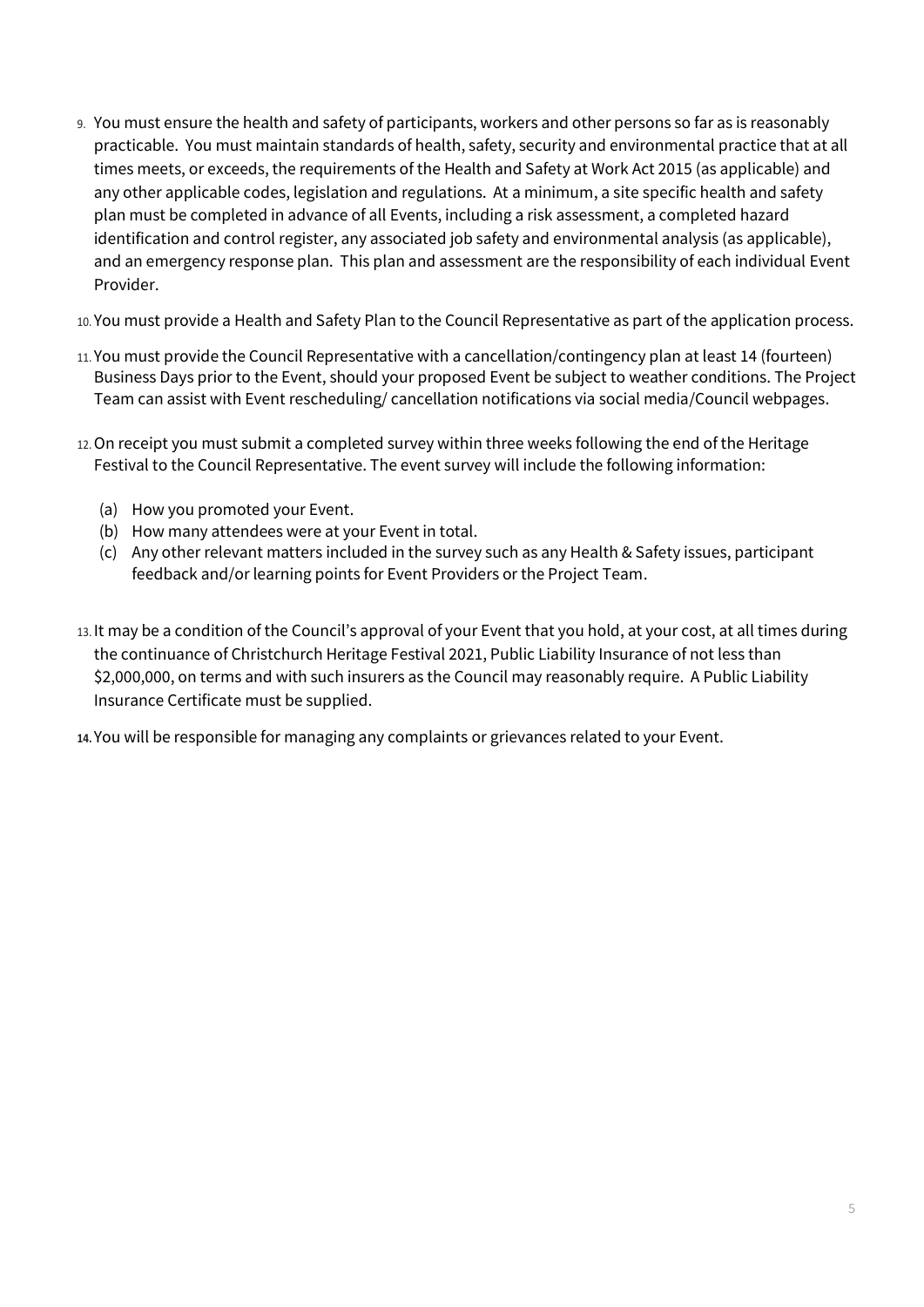9. You must ensure the health and safety of participants, workers and other persons so far as is reasonably practicable. You must maintain standards of health, safety, security and environmental practice that at all times meets, or exceeds, the requirements of the Health and Safety at Work Act 2015 (as applicable) and any other applicable codes, legislation and regulations. At a minimum, a site specific health and safety plan must be completed in advance of all Events, including a risk assessment, a completed hazard identification and control register, any associated job safety and environmental analysis (as applicable), and an emergency response plan. This plan and assessment are the responsibility of each individual Event Provider.
10. You must provide a Health and Safety Plan to the Council Representative as part of the application process.
11. You must provide the Council Representative with a cancellation/contingency plan at least 14 (fourteen) Business Days prior to the Event, should your proposed Event be subject to weather conditions. The Project Team can assist with Event rescheduling/ cancellation notifications via social media/Council webpages.
12. On receipt you must submit a completed survey within three weeks following the end of the Heritage Festival to the Council Representative. The event survey will include the following information:
    (a) How you promoted your Event.
    (b) How many attendees were at your Event in total.
    (c) Any other relevant matters included in the survey such as any Health & Safety issues, participant feedback and/or learning points for Event Providers or the Project Team.
13. It may be a condition of the Council's approval of your Event that you hold, at your cost, at all times during the continuance of Christchurch Heritage Festival 2021, Public Liability Insurance of not less than $2,000,000, on terms and with such insurers as the Council may reasonably require. A Public Liability Insurance Certificate must be supplied.
14. You will be responsible for managing any complaints or grievances related to your Event.